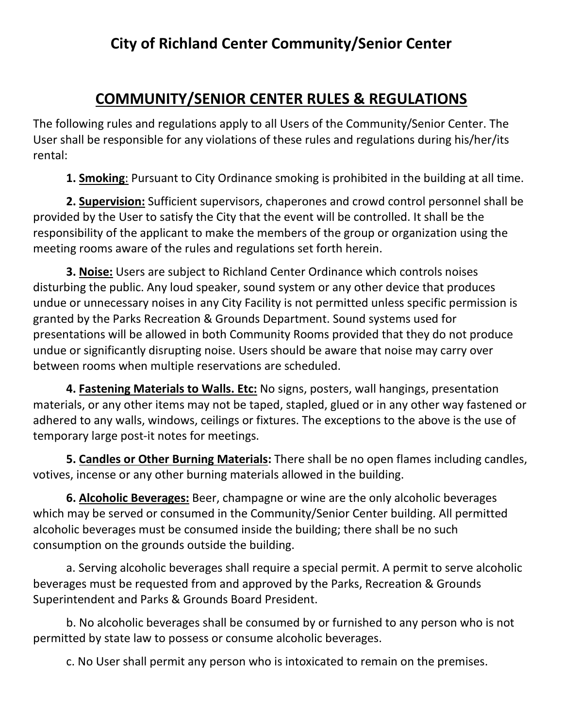# City of Richland Center Community/Senior Center

## COMMUNITY/SENIOR CENTER RULES & REGULATIONS

The following rules and regulations apply to all Users of the Community/Senior Center. The User shall be responsible for any violations of these rules and regulations during his/her/its rental:

**1. Smoking**: Pursuant to City Ordinance smoking is prohibited in the building at all time.

**2. Supervision:** Sufficient supervisors, chaperones and crowd control personnel shall be provided by the User to satisfy the City that the event will be controlled. It shall be the responsibility of the applicant to make the members of the group or organization using the meeting rooms aware of the rules and regulations set forth herein.

**3. Noise:** Users are subject to Richland Center Ordinance which controls noises disturbing the public. Any loud speaker, sound system or any other device that produces undue or unnecessary noises in any City Facility is not permitted unless specific permission is granted by the Parks Recreation & Grounds Department. Sound systems used for presentations will be allowed in both Community Rooms provided that they do not produce undue or significantly disrupting noise. Users should be aware that noise may carry over between rooms when multiple reservations are scheduled.

**4. Fastening Materials to Walls. Etc:** No signs, posters, wall hangings, presentation materials, or any other items may not be taped, stapled, glued or in any other way fastened or adhered to any walls, windows, ceilings or fixtures. The exceptions to the above is the use of temporary large post-it notes for meetings.

**5. Candles or Other Burning Materials:** There shall be no open flames including candles, votives, incense or any other burning materials allowed in the building.

**6. Alcoholic Beverages:** Beer, champagne or wine are the only alcoholic beverages which may be served or consumed in the Community/Senior Center building. All permitted alcoholic beverages must be consumed inside the building; there shall be no such consumption on the grounds outside the building.

a. Serving alcoholic beverages shall require a special permit. A permit to serve alcoholic beverages must be requested from and approved by the Parks, Recreation & Grounds Superintendent and Parks & Grounds Board President.

b. No alcoholic beverages shall be consumed by or furnished to any person who is not permitted by state law to possess or consume alcoholic beverages.

c. No User shall permit any person who is intoxicated to remain on the premises.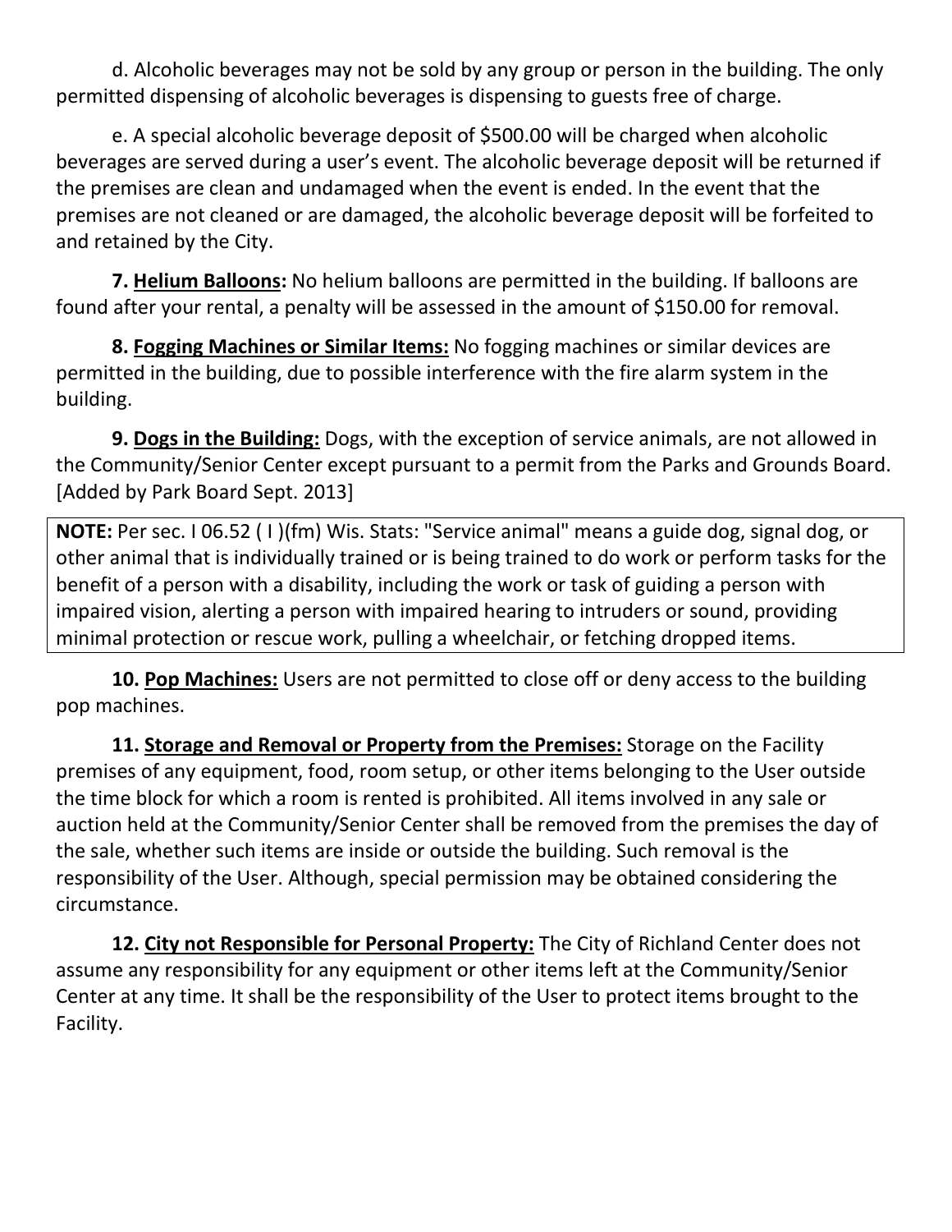d. Alcoholic beverages may not be sold by any group or person in the building. The only permitted dispensing of alcoholic beverages is dispensing to guests free of charge.

e. A special alcoholic beverage deposit of $500.00 will be charged when alcoholic beverages are served during a user's event. The alcoholic beverage deposit will be returned if the premises are clean and undamaged when the event is ended. In the event that the premises are not cleaned or are damaged, the alcoholic beverage deposit will be forfeited to and retained by the City.

**7. <u>Helium Balloons</u>:** No helium balloons are permitted in the building. If balloons are found after your rental, a penalty will be assessed in the amount of $150.00 for removal.

**8. <u>Fogging Machines or Similar Items:</u>** No fogging machines or similar devices are permitted in the building, due to possible interference with the fire alarm system in the building.

**9. <u>Dogs in the Building:</u>** Dogs, with the exception of service animals, are not allowed in the Community/Senior Center except pursuant to a permit from the Parks and Grounds Board. [Added by Park Board Sept. 2013]

> **NOTE:** Per sec. I 06.52 ( I )(fm) Wis. Stats: "Service animal" means a guide dog, signal dog, or other animal that is individually trained or is being trained to do work or perform tasks for the benefit of a person with a disability, including the work or task of guiding a person with impaired vision, alerting a person with impaired hearing to intruders or sound, providing minimal protection or rescue work, pulling a wheelchair, or fetching dropped items.

**10. <u>Pop Machines:</u>** Users are not permitted to close off or deny access to the building pop machines.

**11. <u>Storage and Removal or Property from the Premises:</u>** Storage on the Facility premises of any equipment, food, room setup, or other items belonging to the User outside the time block for which a room is rented is prohibited. All items involved in any sale or auction held at the Community/Senior Center shall be removed from the premises the day of the sale, whether such items are inside or outside the building. Such removal is the responsibility of the User. Although, special permission may be obtained considering the circumstance.

**12. <u>City not Responsible for Personal Property:</u>** The City of Richland Center does not assume any responsibility for any equipment or other items left at the Community/Senior Center at any time. It shall be the responsibility of the User to protect items brought to the Facility.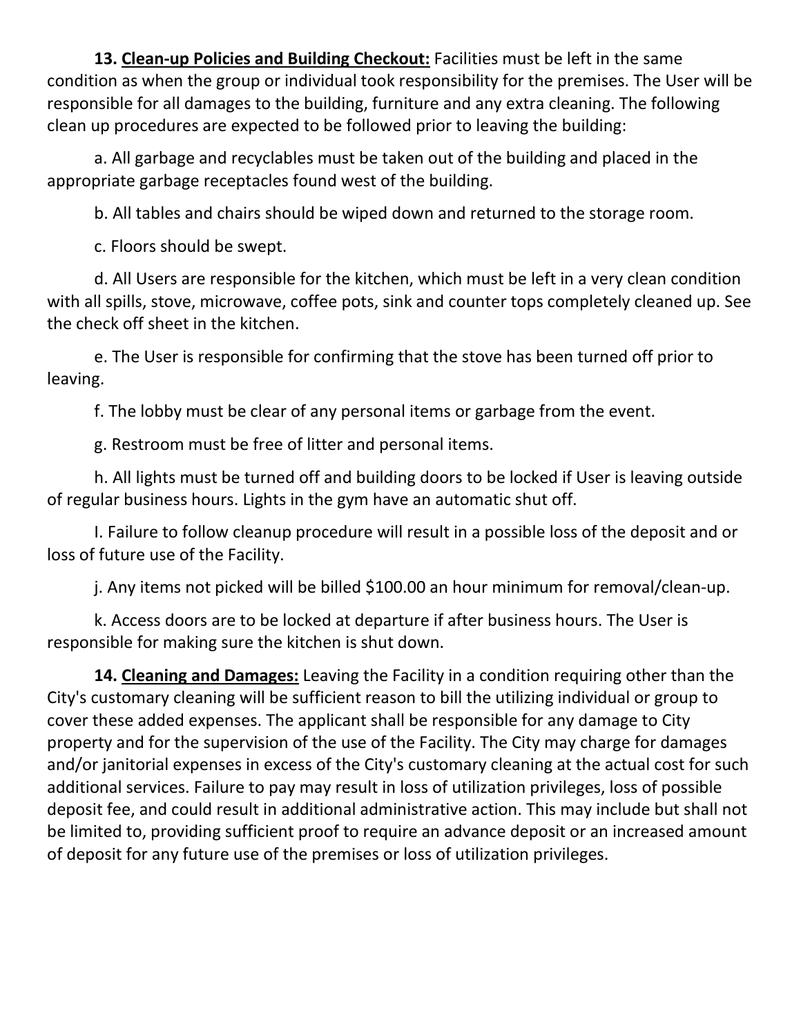**13. Clean-up Policies and Building Checkout:** Facilities must be left in the same condition as when the group or individual took responsibility for the premises. The User will be responsible for all damages to the building, furniture and any extra cleaning. The following clean up procedures are expected to be followed prior to leaving the building:

a. All garbage and recyclables must be taken out of the building and placed in the appropriate garbage receptacles found west of the building.

b. All tables and chairs should be wiped down and returned to the storage room.

c. Floors should be swept.

d. All Users are responsible for the kitchen, which must be left in a very clean condition with all spills, stove, microwave, coffee pots, sink and counter tops completely cleaned up. See the check off sheet in the kitchen.

e. The User is responsible for confirming that the stove has been turned off prior to leaving.

f. The lobby must be clear of any personal items or garbage from the event.

g. Restroom must be free of litter and personal items.

h. All lights must be turned off and building doors to be locked if User is leaving outside of regular business hours. Lights in the gym have an automatic shut off.

I. Failure to follow cleanup procedure will result in a possible loss of the deposit and or loss of future use of the Facility.

j. Any items not picked will be billed $100.00 an hour minimum for removal/clean-up.

k. Access doors are to be locked at departure if after business hours. The User is responsible for making sure the kitchen is shut down.

**14. Cleaning and Damages:** Leaving the Facility in a condition requiring other than the City's customary cleaning will be sufficient reason to bill the utilizing individual or group to cover these added expenses. The applicant shall be responsible for any damage to City property and for the supervision of the use of the Facility. The City may charge for damages and/or janitorial expenses in excess of the City's customary cleaning at the actual cost for such additional services. Failure to pay may result in loss of utilization privileges, loss of possible deposit fee, and could result in additional administrative action. This may include but shall not be limited to, providing sufficient proof to require an advance deposit or an increased amount of deposit for any future use of the premises or loss of utilization privileges.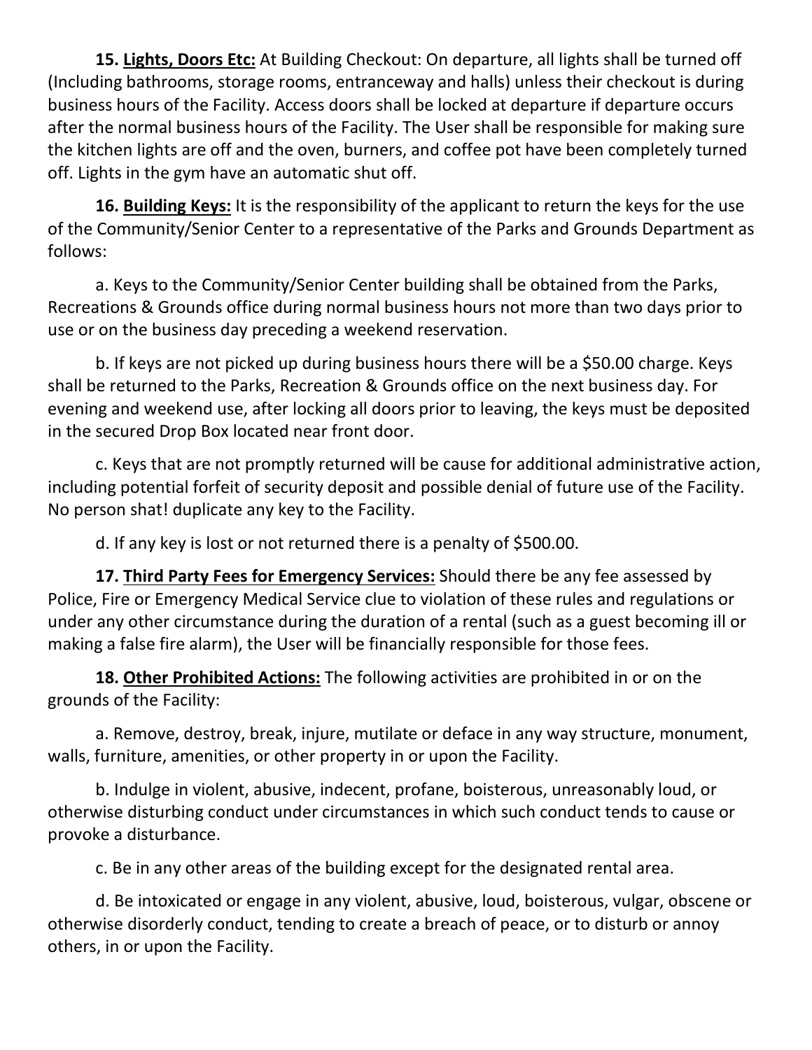**15. <u>Lights, Doors Etc:</u>** At Building Checkout: On departure, all lights shall be turned off (Including bathrooms, storage rooms, entranceway and halls) unless their checkout is during business hours of the Facility. Access doors shall be locked at departure if departure occurs after the normal business hours of the Facility. The User shall be responsible for making sure the kitchen lights are off and the oven, burners, and coffee pot have been completely turned off. Lights in the gym have an automatic shut off.

**16. <u>Building Keys:</u>** It is the responsibility of the applicant to return the keys for the use of the Community/Senior Center to a representative of the Parks and Grounds Department as follows:

a. Keys to the Community/Senior Center building shall be obtained from the Parks, Recreations & Grounds office during normal business hours not more than two days prior to use or on the business day preceding a weekend reservation.

b. If keys are not picked up during business hours there will be a $50.00 charge. Keys shall be returned to the Parks, Recreation & Grounds office on the next business day. For evening and weekend use, after locking all doors prior to leaving, the keys must be deposited in the secured Drop Box located near front door.

c. Keys that are not promptly returned will be cause for additional administrative action, including potential forfeit of security deposit and possible denial of future use of the Facility. No person shat! duplicate any key to the Facility.

d. If any key is lost or not returned there is a penalty of $500.00.

**17. <u>Third Party Fees for Emergency Services:</u>** Should there be any fee assessed by Police, Fire or Emergency Medical Service clue to violation of these rules and regulations or under any other circumstance during the duration of a rental (such as a guest becoming ill or making a false fire alarm), the User will be financially responsible for those fees.

**18. <u>Other Prohibited Actions:</u>** The following activities are prohibited in or on the grounds of the Facility:

a. Remove, destroy, break, injure, mutilate or deface in any way structure, monument, walls, furniture, amenities, or other property in or upon the Facility.

b. Indulge in violent, abusive, indecent, profane, boisterous, unreasonably loud, or otherwise disturbing conduct under circumstances in which such conduct tends to cause or provoke a disturbance.

c. Be in any other areas of the building except for the designated rental area.

d. Be intoxicated or engage in any violent, abusive, loud, boisterous, vulgar, obscene or otherwise disorderly conduct, tending to create a breach of peace, or to disturb or annoy others, in or upon the Facility.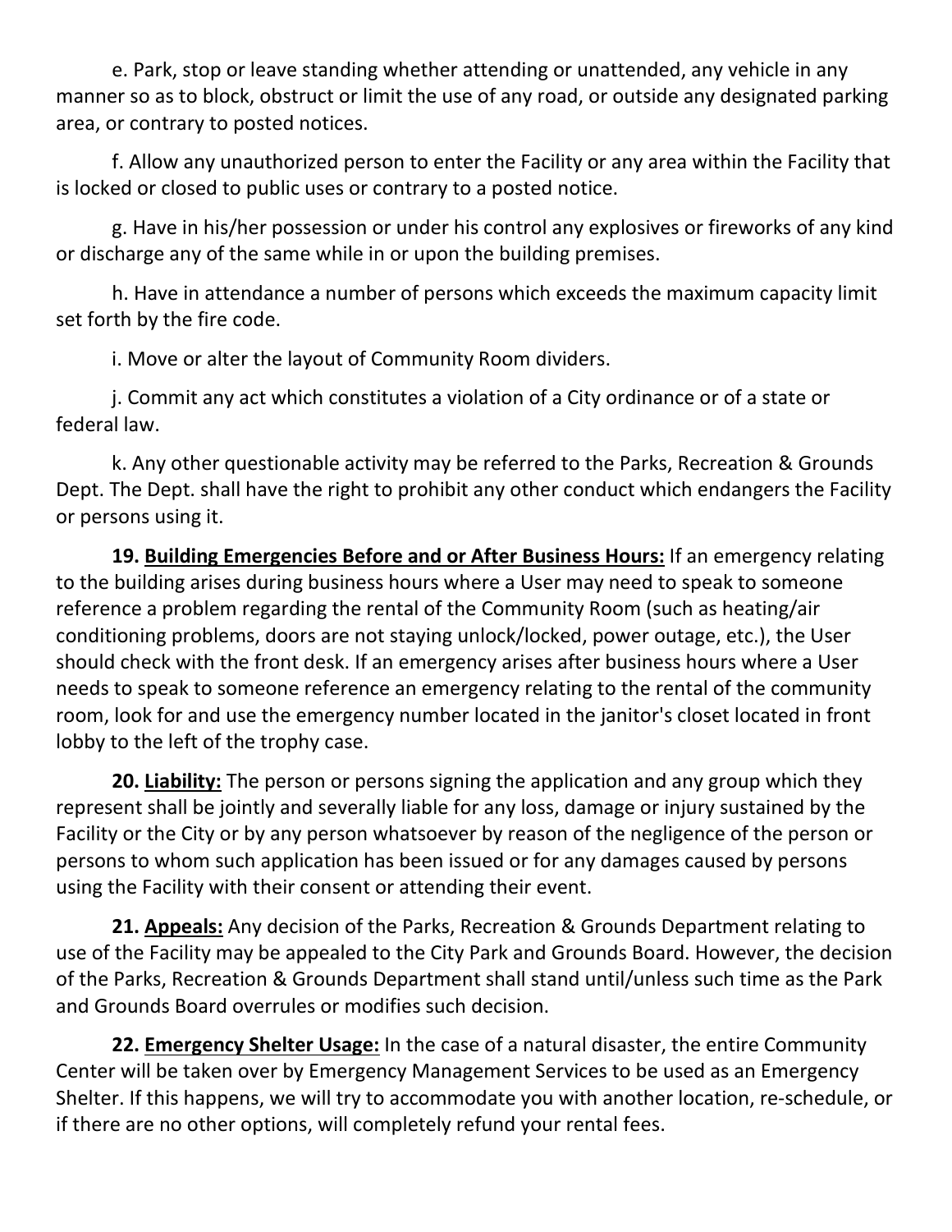e. Park, stop or leave standing whether attending or unattended, any vehicle in any manner so as to block, obstruct or limit the use of any road, or outside any designated parking area, or contrary to posted notices.

f. Allow any unauthorized person to enter the Facility or any area within the Facility that is locked or closed to public uses or contrary to a posted notice.

g. Have in his/her possession or under his control any explosives or fireworks of any kind or discharge any of the same while in or upon the building premises.

h. Have in attendance a number of persons which exceeds the maximum capacity limit set forth by the fire code.

i. Move or alter the layout of Community Room dividers.

j. Commit any act which constitutes a violation of a City ordinance or of a state or federal law.

k. Any other questionable activity may be referred to the Parks, Recreation & Grounds Dept. The Dept. shall have the right to prohibit any other conduct which endangers the Facility or persons using it.

**19. Building Emergencies Before and or After Business Hours:** If an emergency relating to the building arises during business hours where a User may need to speak to someone reference a problem regarding the rental of the Community Room (such as heating/air conditioning problems, doors are not staying unlock/locked, power outage, etc.), the User should check with the front desk. If an emergency arises after business hours where a User needs to speak to someone reference an emergency relating to the rental of the community room, look for and use the emergency number located in the janitor's closet located in front lobby to the left of the trophy case.

**20. Liability:** The person or persons signing the application and any group which they represent shall be jointly and severally liable for any loss, damage or injury sustained by the Facility or the City or by any person whatsoever by reason of the negligence of the person or persons to whom such application has been issued or for any damages caused by persons using the Facility with their consent or attending their event.

**21. Appeals:** Any decision of the Parks, Recreation & Grounds Department relating to use of the Facility may be appealed to the City Park and Grounds Board. However, the decision of the Parks, Recreation & Grounds Department shall stand until/unless such time as the Park and Grounds Board overrules or modifies such decision.

**22. Emergency Shelter Usage:** In the case of a natural disaster, the entire Community Center will be taken over by Emergency Management Services to be used as an Emergency Shelter. If this happens, we will try to accommodate you with another location, re-schedule, or if there are no other options, will completely refund your rental fees.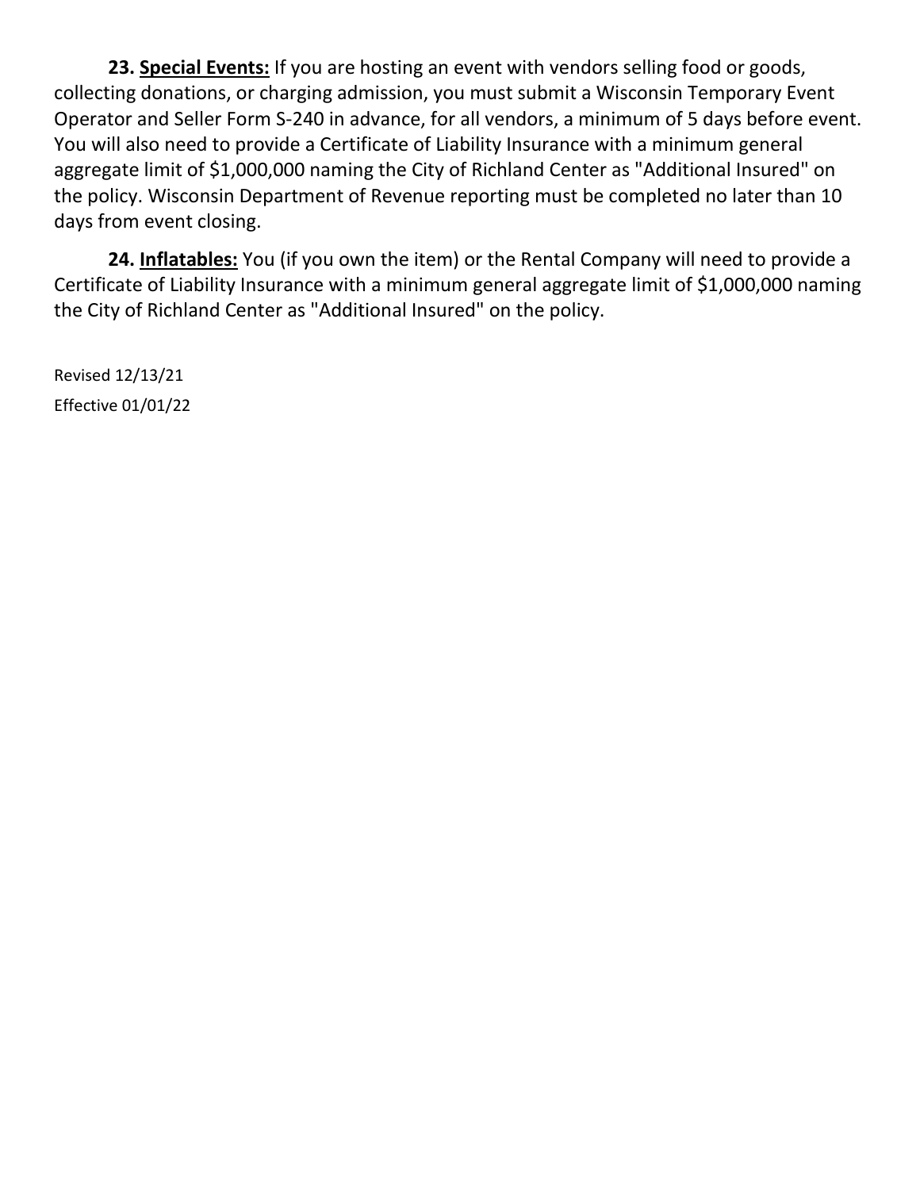**23. <u>Special Events:</u>** If you are hosting an event with vendors selling food or goods, collecting donations, or charging admission, you must submit a Wisconsin Temporary Event Operator and Seller Form S-240 in advance, for all vendors, a minimum of 5 days before event. You will also need to provide a Certificate of Liability Insurance with a minimum general aggregate limit of $1,000,000 naming the City of Richland Center as "Additional Insured" on the policy. Wisconsin Department of Revenue reporting must be completed no later than 10 days from event closing.

**24. <u>Inflatables:</u>** You (if you own the item) or the Rental Company will need to provide a Certificate of Liability Insurance with a minimum general aggregate limit of $1,000,000 naming the City of Richland Center as "Additional Insured" on the policy.

Revised 12/13/21

Effective 01/01/22